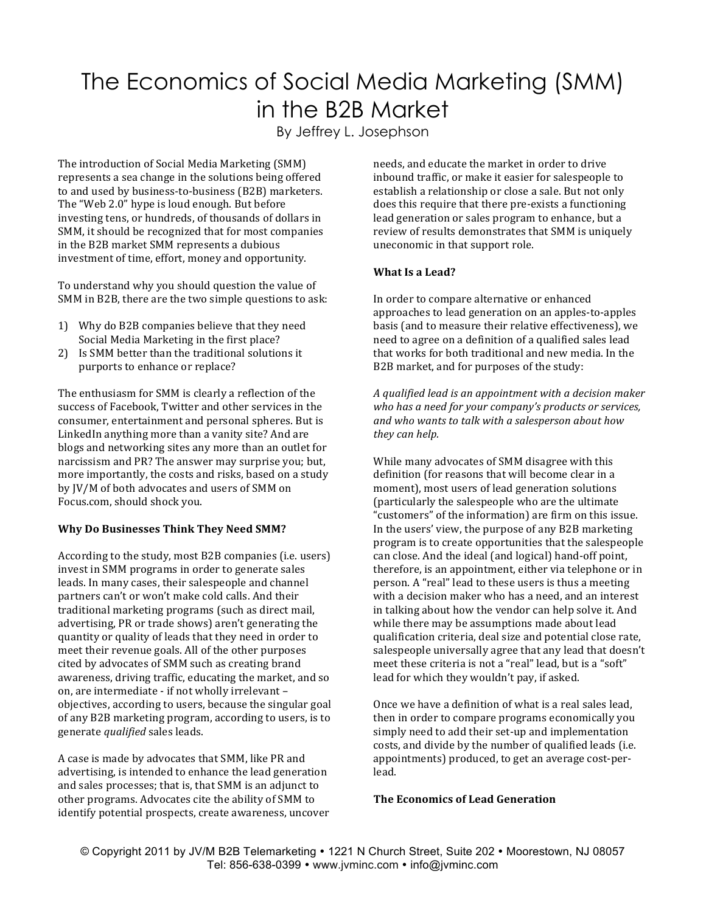# The Economics of Social Media Marketing (SMM) in the B2B Market

By Jeffrey L. Josephson

The introduction of Social Media Marketing (SMM) represents a sea change in the solutions being offered to and used by business-to-business (B2B) marketers. The "Web 2.0" hype is loud enough. But before investing tens, or hundreds, of thousands of dollars in SMM, it should be recognized that for most companies in the B2B market SMM represents a dubious investment of time, effort, money and opportunity.

To understand why you should question the value of SMM in B2B, there are the two simple questions to ask:

1) Why do B2B companies believe that they need Social Media Marketing in the first place?
2) Is SMM better than the traditional solutions it purports to enhance or replace?

The enthusiasm for SMM is clearly a reflection of the success of Facebook, Twitter and other services in the consumer, entertainment and personal spheres. But is LinkedIn anything more than a vanity site? And are blogs and networking sites any more than an outlet for narcissism and PR? The answer may surprise you; but, more importantly, the costs and risks, based on a study by JV/M of both advocates and users of SMM on Focus.com, should shock you.

**Why Do Businesses Think They Need SMM?**

According to the study, most B2B companies (i.e. users) invest in SMM programs in order to generate sales leads. In many cases, their salespeople and channel partners can't or won't make cold calls. And their traditional marketing programs (such as direct mail, advertising, PR or trade shows) aren't generating the quantity or quality of leads that they need in order to meet their revenue goals. All of the other purposes cited by advocates of SMM such as creating brand awareness, driving traffic, educating the market, and so on, are intermediate - if not wholly irrelevant – objectives, according to users, because the singular goal of any B2B marketing program, according to users, is to generate *qualified* sales leads.

A case is made by advocates that SMM, like PR and advertising, is intended to enhance the lead generation and sales processes; that is, that SMM is an adjunct to other programs. Advocates cite the ability of SMM to identify potential prospects, create awareness, uncover needs, and educate the market in order to drive inbound traffic, or make it easier for salespeople to establish a relationship or close a sale. But not only does this require that there pre-exists a functioning lead generation or sales program to enhance, but a review of results demonstrates that SMM is uniquely uneconomic in that support role.

**What Is a Lead?**

In order to compare alternative or enhanced approaches to lead generation on an apples-to-apples basis (and to measure their relative effectiveness), we need to agree on a definition of a qualified sales lead that works for both traditional and new media. In the B2B market, and for purposes of the study:

*A qualified lead is an appointment with a decision maker who has a need for your company's products or services, and who wants to talk with a salesperson about how they can help.*

While many advocates of SMM disagree with this definition (for reasons that will become clear in a moment), most users of lead generation solutions (particularly the salespeople who are the ultimate "customers" of the information) are firm on this issue. In the users' view, the purpose of any B2B marketing program is to create opportunities that the salespeople can close. And the ideal (and logical) hand-off point, therefore, is an appointment, either via telephone or in person. A "real" lead to these users is thus a meeting with a decision maker who has a need, and an interest in talking about how the vendor can help solve it. And while there may be assumptions made about lead qualification criteria, deal size and potential close rate, salespeople universally agree that any lead that doesn't meet these criteria is not a "real" lead, but is a "soft" lead for which they wouldn't pay, if asked.

Once we have a definition of what is a real sales lead, then in order to compare programs economically you simply need to add their set-up and implementation costs, and divide by the number of qualified leads (i.e. appointments) produced, to get an average cost-per-lead.

**The Economics of Lead Generation**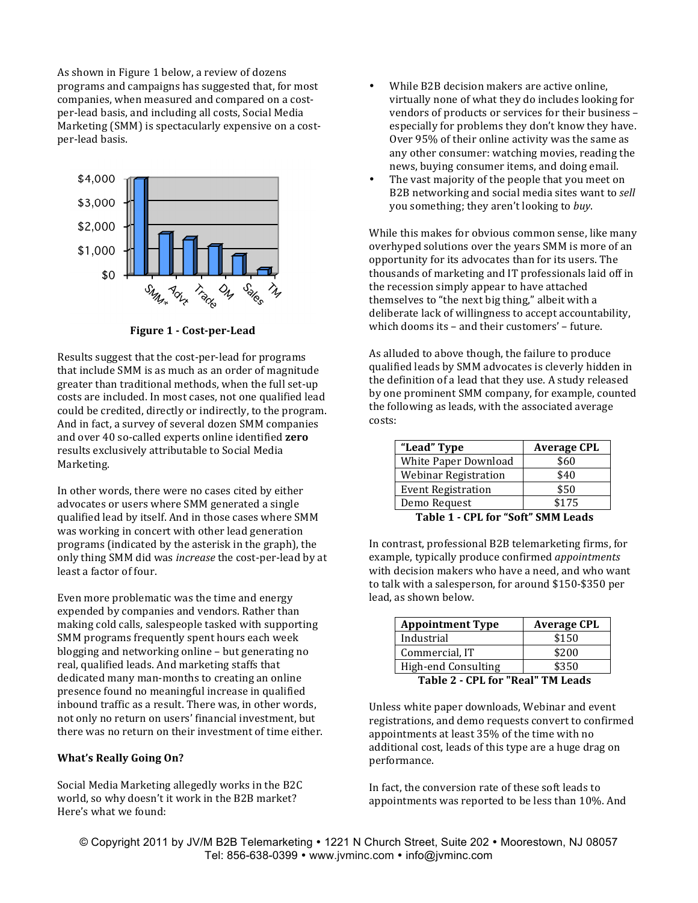As shown in Figure 1 below, a review of dozens programs and campaigns has suggested that, for most companies, when measured and compared on a cost-per-lead basis, and including all costs, Social Media Marketing (SMM) is spectacularly expensive on a cost-per-lead basis.

**Figure 1 - Cost-per-Lead**

Results suggest that the cost-per-lead for programs that include SMM is as much as an order of magnitude greater than traditional methods, when the full set-up costs are included. In most cases, not one qualified lead could be credited, directly or indirectly, to the program. And in fact, a survey of several dozen SMM companies and over 40 so-called experts online identified **zero** results exclusively attributable to Social Media Marketing.

In other words, there were no cases cited by either advocates or users where SMM generated a single qualified lead by itself. And in those cases where SMM was working in concert with other lead generation programs (indicated by the asterisk in the graph), the only thing SMM did was *increase* the cost-per-lead by at least a factor of four.

Even more problematic was the time and energy expended by companies and vendors. Rather than making cold calls, salespeople tasked with supporting SMM programs frequently spent hours each week blogging and networking online – but generating no real, qualified leads. And marketing staffs that dedicated many man-months to creating an online presence found no meaningful increase in qualified inbound traffic as a result. There was, in other words, not only no return on users' financial investment, but there was no return on their investment of time either.

**What's Really Going On?**

Social Media Marketing allegedly works in the B2C world, so why doesn't it work in the B2B market? Here's what we found:

- While B2B decision makers are active online, virtually none of what they do includes looking for vendors of products or services for their business – especially for problems they don't know they have. Over 95% of their online activity was the same as any other consumer: watching movies, reading the news, buying consumer items, and doing email.
- The vast majority of the people that you meet on B2B networking and social media sites want to *sell* you something; they aren't looking to *buy*.

While this makes for obvious common sense, like many overhyped solutions over the years SMM is more of an opportunity for its advocates than for its users. The thousands of marketing and IT professionals laid off in the recession simply appear to have attached themselves to "the next big thing," albeit with a deliberate lack of willingness to accept accountability, which dooms its – and their customers' – future.

As alluded to above though, the failure to produce qualified leads by SMM advocates is cleverly hidden in the definition of a lead that they use. A study released by one prominent SMM company, for example, counted the following as leads, with the associated average costs:

| "Lead" Type | Average CPL |
| --- | --- |
| White Paper Download | \$60 |
| Webinar Registration | \$40 |
| Event Registration | \$50 |
| Demo Request | \$175 |

**Table 1 - CPL for "Soft" SMM Leads**

In contrast, professional B2B telemarketing firms, for example, typically produce confirmed *appointments* with decision makers who have a need, and who want to talk with a salesperson, for around \$150-\$350 per lead, as shown below.

| Appointment Type | Average CPL |
| --- | --- |
| Industrial | \$150 |
| Commercial, IT | \$200 |
| High-end Consulting | \$350 |

**Table 2 - CPL for "Real" TM Leads**

Unless white paper downloads, Webinar and event registrations, and demo requests convert to confirmed appointments at least 35% of the time with no additional cost, leads of this type are a huge drag on performance.

In fact, the conversion rate of these soft leads to appointments was reported to be less than 10%. And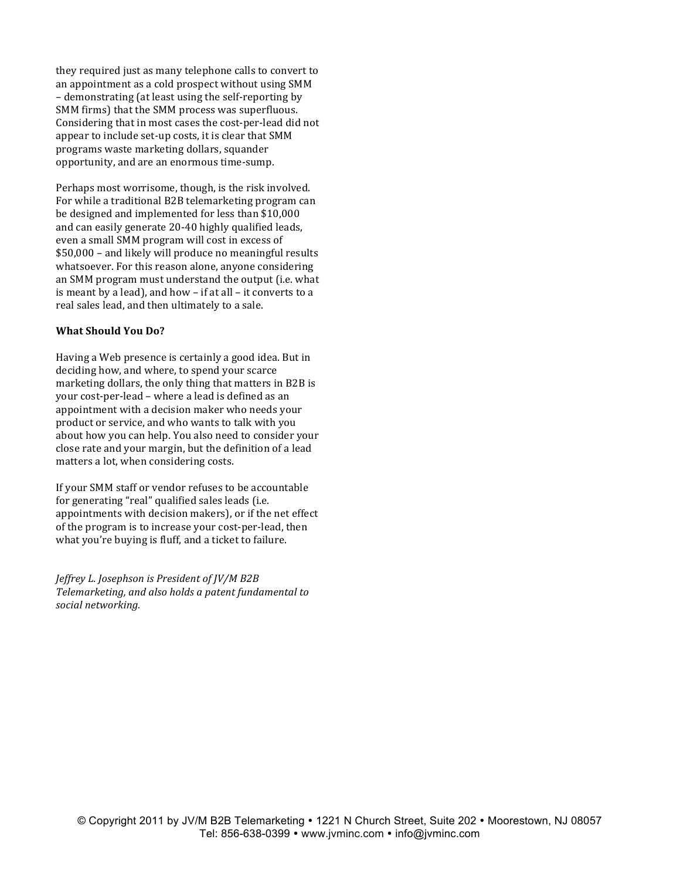they required just as many telephone calls to convert to an appointment as a cold prospect without using SMM – demonstrating (at least using the self-reporting by SMM firms) that the SMM process was superfluous. Considering that in most cases the cost-per-lead did not appear to include set-up costs, it is clear that SMM programs waste marketing dollars, squander opportunity, and are an enormous time-sump.

Perhaps most worrisome, though, is the risk involved. For while a traditional B2B telemarketing program can be designed and implemented for less than $10,000 and can easily generate 20-40 highly qualified leads, even a small SMM program will cost in excess of $50,000 – and likely will produce no meaningful results whatsoever. For this reason alone, anyone considering an SMM program must understand the output (i.e. what is meant by a lead), and how – if at all – it converts to a real sales lead, and then ultimately to a sale.

**What Should You Do?**

Having a Web presence is certainly a good idea. But in deciding how, and where, to spend your scarce marketing dollars, the only thing that matters in B2B is your cost-per-lead – where a lead is defined as an appointment with a decision maker who needs your product or service, and who wants to talk with you about how you can help. You also need to consider your close rate and your margin, but the definition of a lead matters a lot, when considering costs.

If your SMM staff or vendor refuses to be accountable for generating "real" qualified sales leads (i.e. appointments with decision makers), or if the net effect of the program is to increase your cost-per-lead, then what you're buying is fluff, and a ticket to failure.

*Jeffrey L. Josephson is President of JV/M B2B Telemarketing, and also holds a patent fundamental to social networking.*

© Copyright 2011 by JV/M B2B Telemarketing • 1221 N Church Street, Suite 202 • Moorestown, NJ 08057
Tel: 856-638-0399 • www.jvminc.com • info@jvminc.com